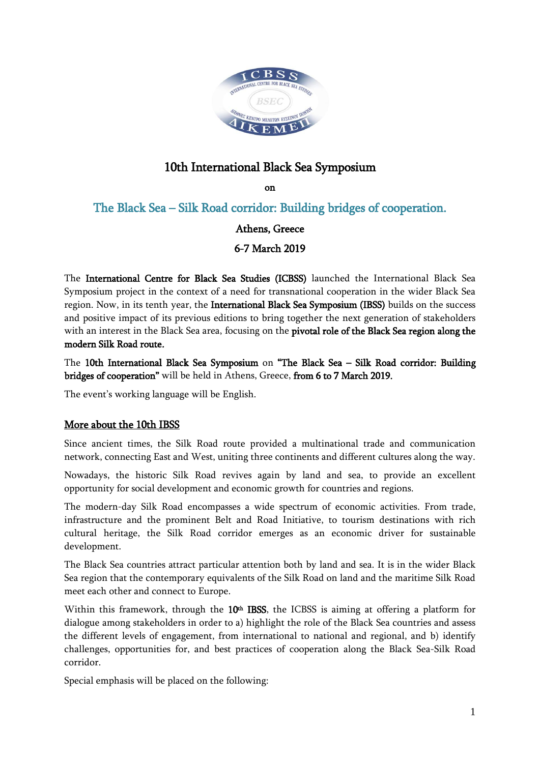# 10th International Black Sea Symposium

on

## The Black Sea – Silk Road corridor: Building bridges of cooperation.

**Athens, Greece**

**6-7 March 2019**

The **International Centre for Black Sea Studies (ICBSS)** launched the International Black Sea Symposium project in the context of a need for transnational cooperation in the wider Black Sea region. Now, in its tenth year, the **International Black Sea Symposium (IBSS)** builds on the success and positive impact of its previous editions to bring together the next generation of stakeholders with an interest in the Black Sea area, focusing on the **pivotal role of the Black Sea region along the modern Silk Road route.**

The **10th International Black Sea Symposium** on **"The Black Sea – Silk Road corridor: Building bridges of cooperation"** will be held in Athens, Greece, **from 6 to 7 March 2019.**

The event's working language will be English.

### More about the 10th IBSS

Since ancient times, the Silk Road route provided a multinational trade and communication network, connecting East and West, uniting three continents and different cultures along the way.

Nowadays, the historic Silk Road revives again by land and sea, to provide an excellent opportunity for social development and economic growth for countries and regions.

The modern-day Silk Road encompasses a wide spectrum of economic activities. From trade, infrastructure and the prominent Belt and Road Initiative, to tourism destinations with rich cultural heritage, the Silk Road corridor emerges as an economic driver for sustainable development.

The Black Sea countries attract particular attention both by land and sea. It is in the wider Black Sea region that the contemporary equivalents of the Silk Road on land and the maritime Silk Road meet each other and connect to Europe.

Within this framework, through the **10th IBSS**, the ICBSS is aiming at offering a platform for dialogue among stakeholders in order to a) highlight the role of the Black Sea countries and assess the different levels of engagement, from international to national and regional, and b) identify challenges, opportunities for, and best practices of cooperation along the Black Sea-Silk Road corridor.

Special emphasis will be placed on the following: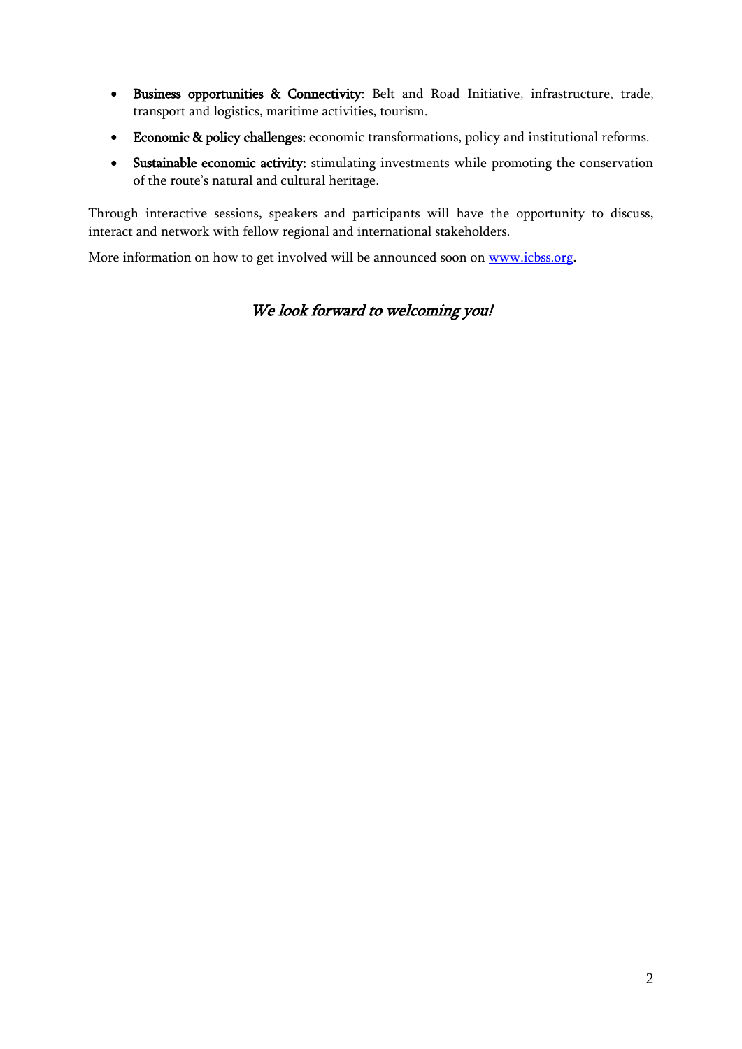- **Business opportunities & Connectivity**: Belt and Road Initiative, infrastructure, trade, transport and logistics, maritime activities, tourism.
- **Economic & policy challenges:** economic transformations, policy and institutional reforms.
- **Sustainable economic activity:** stimulating investments while promoting the conservation of the route's natural and cultural heritage.

Through interactive sessions, speakers and participants will have the opportunity to discuss, interact and network with fellow regional and international stakeholders.

More information on how to get involved will be announced soon on [www.icbss.org](http://www.icbss.org).

*We look forward to welcoming you!*